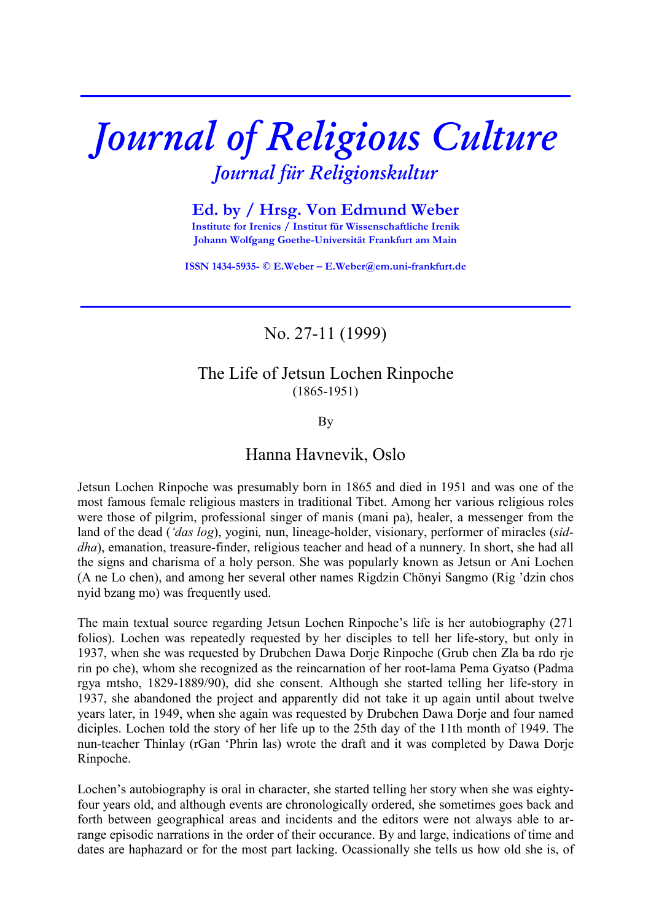# Journal of Religious Culture

## Journal für Religionskultur

### Ed. by / Hrsg. Von Edmund Weber

**Institute for Irenics / Institut für Wissenschaftliche Irenik**
**Johann Wolfgang Goethe-Universität Frankfurt am Main**

**ISSN 1434-5935- © E.Weber – E.Weber@em.uni-frankfurt.de**

---

No. 27-11 (1999)

## The Life of Jetsun Lochen Rinpoche
(1865-1951)

By

### Hanna Havnevik, Oslo

Jetsun Lochen Rinpoche was presumably born in 1865 and died in 1951 and was one of the most famous female religious masters in traditional Tibet. Among her various religious roles were those of pilgrim, professional singer of manis (mani pa), healer, a messenger from the land of the dead (*'das log*), yogini, nun, lineage-holder, visionary, performer of miracles (*siddha*), emanation, treasure-finder, religious teacher and head of a nunnery. In short, she had all the signs and charisma of a holy person. She was popularly known as Jetsun or Ani Lochen (A ne Lo chen), and among her several other names Rigdzin Chönyi Sangmo (Rig 'dzin chos nyid bzang mo) was frequently used.

The main textual source regarding Jetsun Lochen Rinpoche's life is her autobiography (271 folios). Lochen was repeatedly requested by her disciples to tell her life-story, but only in 1937, when she was requested by Drubchen Dawa Dorje Rinpoche (Grub chen Zla ba rdo rje rin po che), whom she recognized as the reincarnation of her root-lama Pema Gyatso (Padma rgya mtsho, 1829-1889/90), did she consent. Although she started telling her life-story in 1937, she abandoned the project and apparently did not take it up again until about twelve years later, in 1949, when she again was requested by Drubchen Dawa Dorje and four named diciples. Lochen told the story of her life up to the 25th day of the 11th month of 1949. The nun-teacher Thinlay (rGan 'Phrin las) wrote the draft and it was completed by Dawa Dorje Rinpoche.

Lochen's autobiography is oral in character, she started telling her story when she was eighty-four years old, and although events are chronologically ordered, she sometimes goes back and forth between geographical areas and incidents and the editors were not always able to arrange episodic narrations in the order of their occurance. By and large, indications of time and dates are haphazard or for the most part lacking. Ocassionally she tells us how old she is, of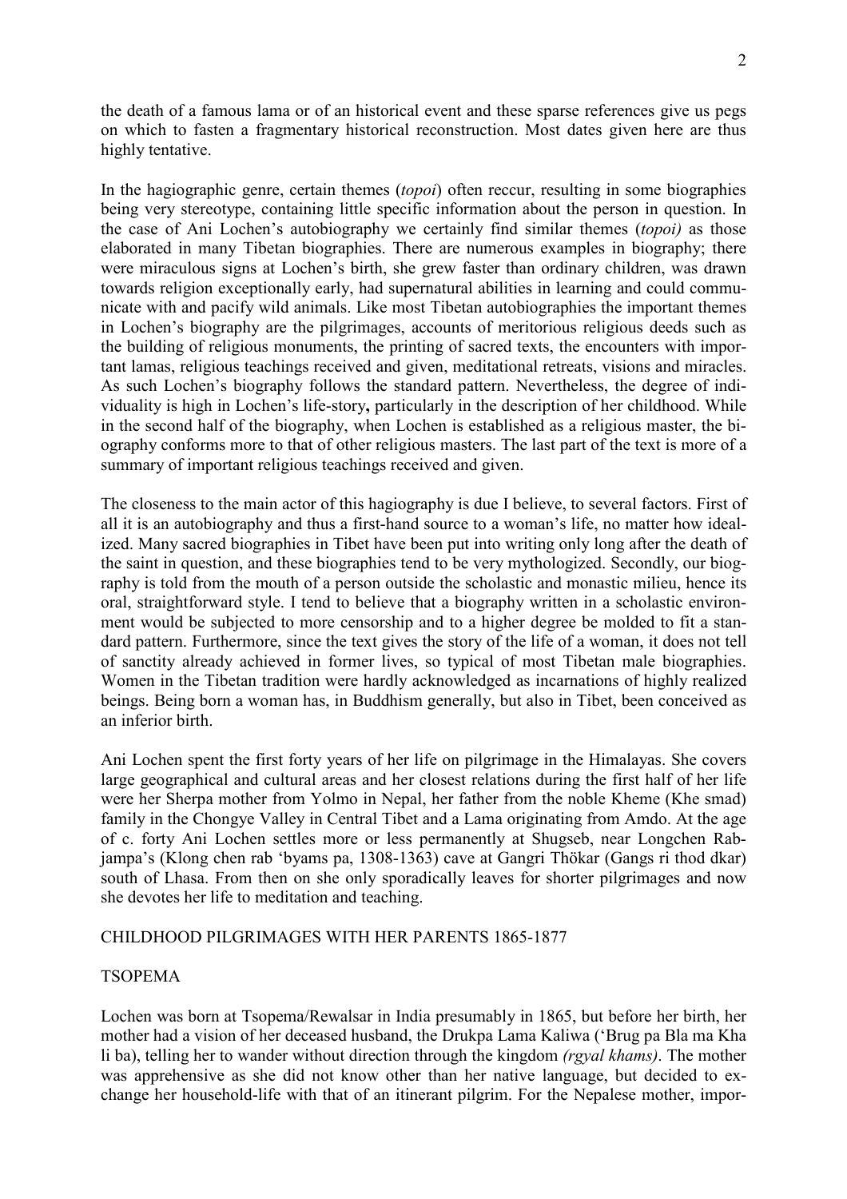the death of a famous lama or of an historical event and these sparse references give us pegs on which to fasten a fragmentary historical reconstruction. Most dates given here are thus highly tentative.

In the hagiographic genre, certain themes (*topoi*) often reccur, resulting in some biographies being very stereotype, containing little specific information about the person in question. In the case of Ani Lochen's autobiography we certainly find similar themes (*topoi)* as those elaborated in many Tibetan biographies. There are numerous examples in biography; there were miraculous signs at Lochen's birth, she grew faster than ordinary children, was drawn towards religion exceptionally early, had supernatural abilities in learning and could communicate with and pacify wild animals. Like most Tibetan autobiographies the important themes in Lochen's biography are the pilgrimages, accounts of meritorious religious deeds such as the building of religious monuments, the printing of sacred texts, the encounters with important lamas, religious teachings received and given, meditational retreats, visions and miracles. As such Lochen's biography follows the standard pattern. Nevertheless, the degree of individuality is high in Lochen's life-story**,** particularly in the description of her childhood. While in the second half of the biography, when Lochen is established as a religious master, the biography conforms more to that of other religious masters. The last part of the text is more of a summary of important religious teachings received and given.

The closeness to the main actor of this hagiography is due I believe, to several factors. First of all it is an autobiography and thus a first-hand source to a woman's life, no matter how idealized. Many sacred biographies in Tibet have been put into writing only long after the death of the saint in question, and these biographies tend to be very mythologized. Secondly, our biography is told from the mouth of a person outside the scholastic and monastic milieu, hence its oral, straightforward style. I tend to believe that a biography written in a scholastic environment would be subjected to more censorship and to a higher degree be molded to fit a standard pattern. Furthermore, since the text gives the story of the life of a woman, it does not tell of sanctity already achieved in former lives, so typical of most Tibetan male biographies. Women in the Tibetan tradition were hardly acknowledged as incarnations of highly realized beings. Being born a woman has, in Buddhism generally, but also in Tibet, been conceived as an inferior birth.

Ani Lochen spent the first forty years of her life on pilgrimage in the Himalayas. She covers large geographical and cultural areas and her closest relations during the first half of her life were her Sherpa mother from Yolmo in Nepal, her father from the noble Kheme (Khe smad) family in the Chongye Valley in Central Tibet and a Lama originating from Amdo. At the age of c. forty Ani Lochen settles more or less permanently at Shugseb, near Longchen Rabjampa's (Klong chen rab 'byams pa, 1308-1363) cave at Gangri Thökar (Gangs ri thod dkar) south of Lhasa. From then on she only sporadically leaves for shorter pilgrimages and now she devotes her life to meditation and teaching.

## CHILDHOOD PILGRIMAGES WITH HER PARENTS 1865-1877

### TSOPEMA

Lochen was born at Tsopema/Rewalsar in India presumably in 1865, but before her birth, her mother had a vision of her deceased husband, the Drukpa Lama Kaliwa ('Brug pa Bla ma Kha li ba), telling her to wander without direction through the kingdom *(rgyal khams)*. The mother was apprehensive as she did not know other than her native language, but decided to exchange her household-life with that of an itinerant pilgrim. For the Nepalese mother, impor-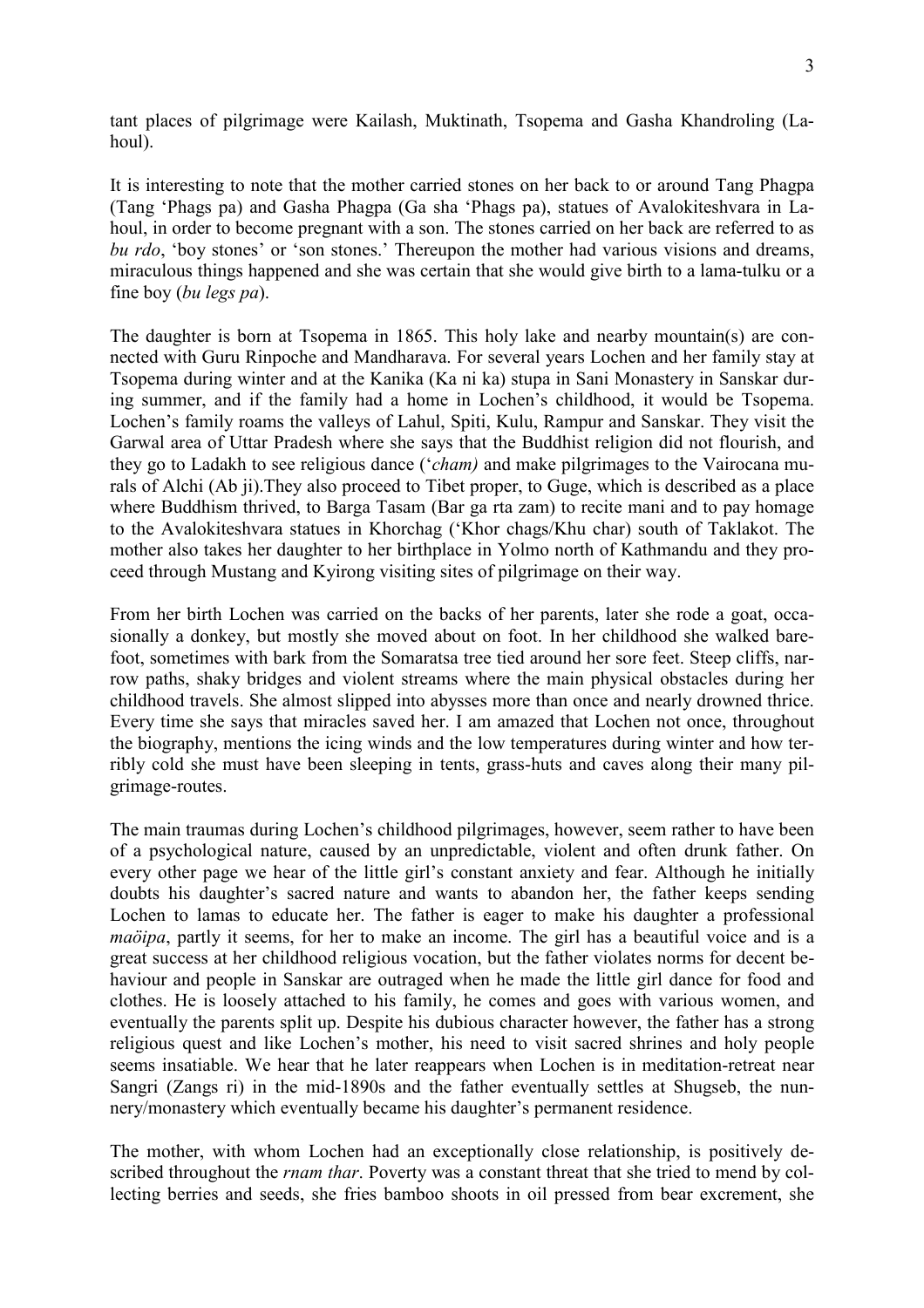tant places of pilgrimage were Kailash, Muktinath, Tsopema and Gasha Khandroling (Lahoul).

It is interesting to note that the mother carried stones on her back to or around Tang Phagpa (Tang 'Phags pa) and Gasha Phagpa (Ga sha 'Phags pa), statues of Avalokiteshvara in Lahoul, in order to become pregnant with a son. The stones carried on her back are referred to as *bu rdo*, 'boy stones' or 'son stones.' Thereupon the mother had various visions and dreams, miraculous things happened and she was certain that she would give birth to a lama-tulku or a fine boy (*bu legs pa*).

The daughter is born at Tsopema in 1865. This holy lake and nearby mountain(s) are connected with Guru Rinpoche and Mandharava. For several years Lochen and her family stay at Tsopema during winter and at the Kanika (Ka ni ka) stupa in Sani Monastery in Sanskar during summer, and if the family had a home in Lochen's childhood, it would be Tsopema. Lochen's family roams the valleys of Lahul, Spiti, Kulu, Rampur and Sanskar. They visit the Garwal area of Uttar Pradesh where she says that the Buddhist religion did not flourish, and they go to Ladakh to see religious dance ('*cham)* and make pilgrimages to the Vairocana murals of Alchi (Ab ji).They also proceed to Tibet proper, to Guge, which is described as a place where Buddhism thrived, to Barga Tasam (Bar ga rta zam) to recite mani and to pay homage to the Avalokiteshvara statues in Khorchag ('Khor chags/Khu char) south of Taklakot. The mother also takes her daughter to her birthplace in Yolmo north of Kathmandu and they proceed through Mustang and Kyirong visiting sites of pilgrimage on their way.

From her birth Lochen was carried on the backs of her parents, later she rode a goat, occasionally a donkey, but mostly she moved about on foot. In her childhood she walked barefoot, sometimes with bark from the Somaratsa tree tied around her sore feet. Steep cliffs, narrow paths, shaky bridges and violent streams where the main physical obstacles during her childhood travels. She almost slipped into abysses more than once and nearly drowned thrice. Every time she says that miracles saved her. I am amazed that Lochen not once, throughout the biography, mentions the icing winds and the low temperatures during winter and how terribly cold she must have been sleeping in tents, grass-huts and caves along their many pilgrimage-routes.

The main traumas during Lochen's childhood pilgrimages, however, seem rather to have been of a psychological nature, caused by an unpredictable, violent and often drunk father. On every other page we hear of the little girl's constant anxiety and fear. Although he initially doubts his daughter's sacred nature and wants to abandon her, the father keeps sending Lochen to lamas to educate her. The father is eager to make his daughter a professional *maöipa*, partly it seems, for her to make an income. The girl has a beautiful voice and is a great success at her childhood religious vocation, but the father violates norms for decent behaviour and people in Sanskar are outraged when he made the little girl dance for food and clothes. He is loosely attached to his family, he comes and goes with various women, and eventually the parents split up. Despite his dubious character however, the father has a strong religious quest and like Lochen's mother, his need to visit sacred shrines and holy people seems insatiable. We hear that he later reappears when Lochen is in meditation-retreat near Sangri (Zangs ri) in the mid-1890s and the father eventually settles at Shugseb, the nunnery/monastery which eventually became his daughter's permanent residence.

The mother, with whom Lochen had an exceptionally close relationship, is positively described throughout the *rnam thar*. Poverty was a constant threat that she tried to mend by collecting berries and seeds, she fries bamboo shoots in oil pressed from bear excrement, she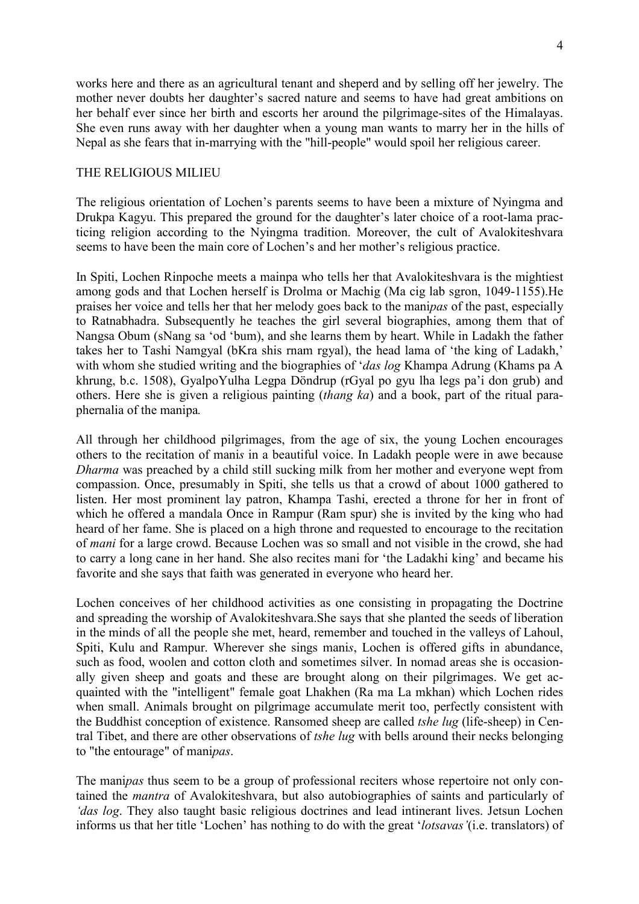works here and there as an agricultural tenant and sheperd and by selling off her jewelry. The mother never doubts her daughter's sacred nature and seems to have had great ambitions on her behalf ever since her birth and escorts her around the pilgrimage-sites of the Himalayas. She even runs away with her daughter when a young man wants to marry her in the hills of Nepal as she fears that in-marrying with the "hill-people" would spoil her religious career.

## THE RELIGIOUS MILIEU

The religious orientation of Lochen's parents seems to have been a mixture of Nyingma and Drukpa Kagyu. This prepared the ground for the daughter's later choice of a root-lama practicing religion according to the Nyingma tradition. Moreover, the cult of Avalokiteshvara seems to have been the main core of Lochen's and her mother's religious practice.

In Spiti, Lochen Rinpoche meets a mainpa who tells her that Avalokiteshvara is the mightiest among gods and that Lochen herself is Drolma or Machig (Ma cig lab sgron, 1049-1155).He praises her voice and tells her that her melody goes back to the mani*pas* of the past, especially to Ratnabhadra. Subsequently he teaches the girl several biographies, among them that of Nangsa Obum (sNang sa 'od 'bum), and she learns them by heart. While in Ladakh the father takes her to Tashi Namgyal (bKra shis rnam rgyal), the head lama of 'the king of Ladakh,' with whom she studied writing and the biographies of '*das log* Khampa Adrung (Khams pa A khrung, b.c. 1508), GyalpoYulha Legpa Döndrup (rGyal po gyu lha legs pa'i don grub) and others. Here she is given a religious painting (*thang ka*) and a book, part of the ritual paraphernalia of the manipa*.*

All through her childhood pilgrimages, from the age of six, the young Lochen encourages others to the recitation of mani*s* in a beautiful voice. In Ladakh people were in awe because *Dharma* was preached by a child still sucking milk from her mother and everyone wept from compassion. Once, presumably in Spiti, she tells us that a crowd of about 1000 gathered to listen. Her most prominent lay patron, Khampa Tashi, erected a throne for her in front of which he offered a mandala Once in Rampur (Ram spur) she is invited by the king who had heard of her fame. She is placed on a high throne and requested to encourage to the recitation of *mani* for a large crowd. Because Lochen was so small and not visible in the crowd, she had to carry a long cane in her hand. She also recites mani for 'the Ladakhi king' and became his favorite and she says that faith was generated in everyone who heard her.

Lochen conceives of her childhood activities as one consisting in propagating the Doctrine and spreading the worship of Avalokiteshvara.She says that she planted the seeds of liberation in the minds of all the people she met, heard, remember and touched in the valleys of Lahoul, Spiti, Kulu and Rampur. Wherever she sings mani*s*, Lochen is offered gifts in abundance, such as food, woolen and cotton cloth and sometimes silver. In nomad areas she is occasionally given sheep and goats and these are brought along on their pilgrimages. We get acquainted with the "intelligent" female goat Lhakhen (Ra ma La mkhan) which Lochen rides when small. Animals brought on pilgrimage accumulate merit too, perfectly consistent with the Buddhist conception of existence. Ransomed sheep are called *tshe lug* (life-sheep) in Central Tibet, and there are other observations of *tshe lug* with bells around their necks belonging to "the entourage" of mani*pas*.

The mani*pas* thus seem to be a group of professional reciters whose repertoire not only contained the *mantra* of Avalokiteshvara, but also autobiographies of saints and particularly of *'das log*. They also taught basic religious doctrines and lead intinerant lives. Jetsun Lochen informs us that her title 'Lochen' has nothing to do with the great '*lotsavas'*(i.e. translators) of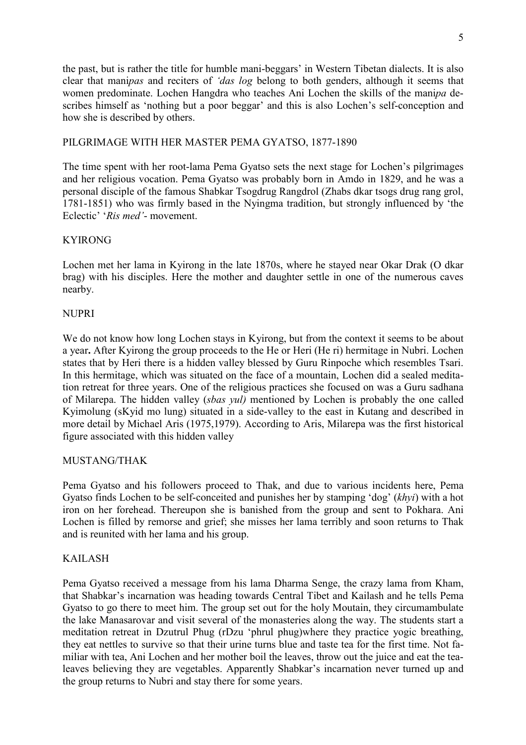the past, but is rather the title for humble mani-beggars' in Western Tibetan dialects. It is also clear that mani*pas* and reciters of *'das log* belong to both genders, although it seems that women predominate. Lochen Hangdra who teaches Ani Lochen the skills of the mani*pa* describes himself as 'nothing but a poor beggar' and this is also Lochen's self-conception and how she is described by others.

## PILGRIMAGE WITH HER MASTER PEMA GYATSO, 1877-1890

The time spent with her root-lama Pema Gyatso sets the next stage for Lochen's pilgrimages and her religious vocation. Pema Gyatso was probably born in Amdo in 1829, and he was a personal disciple of the famous Shabkar Tsogdrug Rangdrol (Zhabs dkar tsogs drug rang grol, 1781-1851) who was firmly based in the Nyingma tradition, but strongly influenced by 'the Eclectic' '*Ris med'*- movement.

### KYIRONG

Lochen met her lama in Kyirong in the late 1870s, where he stayed near Okar Drak (O dkar brag) with his disciples. Here the mother and daughter settle in one of the numerous caves nearby.

### NUPRI

We do not know how long Lochen stays in Kyirong, but from the context it seems to be about a year**.** After Kyirong the group proceeds to the He or Heri (He ri) hermitage in Nubri. Lochen states that by Heri there is a hidden valley blessed by Guru Rinpoche which resembles Tsari. In this hermitage, which was situated on the face of a mountain, Lochen did a sealed meditation retreat for three years. One of the religious practices she focused on was a Guru sadhana of Milarepa. The hidden valley (*sbas yul)* mentioned by Lochen is probably the one called Kyimolung (sKyid mo lung) situated in a side-valley to the east in Kutang and described in more detail by Michael Aris (1975,1979). According to Aris, Milarepa was the first historical figure associated with this hidden valley

### MUSTANG/THAK

Pema Gyatso and his followers proceed to Thak, and due to various incidents here, Pema Gyatso finds Lochen to be self-conceited and punishes her by stamping 'dog' (*khyi*) with a hot iron on her forehead. Thereupon she is banished from the group and sent to Pokhara. Ani Lochen is filled by remorse and grief; she misses her lama terribly and soon returns to Thak and is reunited with her lama and his group.

### KAILASH

Pema Gyatso received a message from his lama Dharma Senge, the crazy lama from Kham, that Shabkar's incarnation was heading towards Central Tibet and Kailash and he tells Pema Gyatso to go there to meet him. The group set out for the holy Moutain, they circumambulate the lake Manasarovar and visit several of the monasteries along the way. The students start a meditation retreat in Dzutrul Phug (rDzu 'phrul phug)where they practice yogic breathing, they eat nettles to survive so that their urine turns blue and taste tea for the first time. Not familiar with tea, Ani Lochen and her mother boil the leaves, throw out the juice and eat the tea-leaves believing they are vegetables. Apparently Shabkar's incarnation never turned up and the group returns to Nubri and stay there for some years.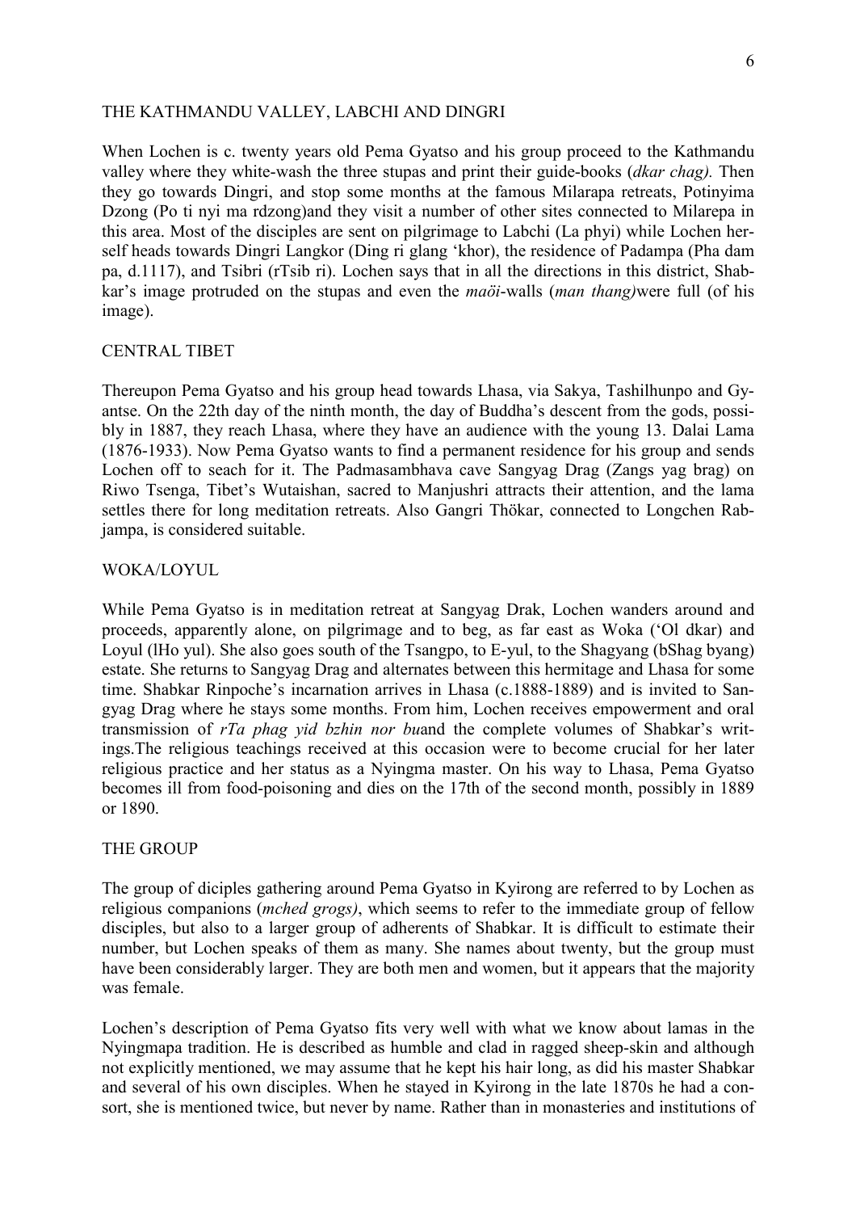## THE KATHMANDU VALLEY, LABCHI AND DINGRI

When Lochen is c. twenty years old Pema Gyatso and his group proceed to the Kathmandu valley where they white-wash the three stupas and print their guide-books (*dkar chag).* Then they go towards Dingri, and stop some months at the famous Milarapa retreats, Potinyima Dzong (Po ti nyi ma rdzong)and they visit a number of other sites connected to Milarepa in this area. Most of the disciples are sent on pilgrimage to Labchi (La phyi) while Lochen herself heads towards Dingri Langkor (Ding ri glang 'khor), the residence of Padampa (Pha dam pa, d.1117), and Tsibri (rTsib ri). Lochen says that in all the directions in this district, Shabkar's image protruded on the stupas and even the *maöi*-walls (*man thang)*were full (of his image).

## CENTRAL TIBET

Thereupon Pema Gyatso and his group head towards Lhasa, via Sakya, Tashilhunpo and Gyantse. On the 22th day of the ninth month, the day of Buddha's descent from the gods, possibly in 1887, they reach Lhasa, where they have an audience with the young 13. Dalai Lama (1876-1933). Now Pema Gyatso wants to find a permanent residence for his group and sends Lochen off to seach for it. The Padmasambhava cave Sangyag Drag (Zangs yag brag) on Riwo Tsenga, Tibet's Wutaishan, sacred to Manjushri attracts their attention, and the lama settles there for long meditation retreats. Also Gangri Thökar, connected to Longchen Rabjampa, is considered suitable.

## WOKA/LOYUL

While Pema Gyatso is in meditation retreat at Sangyag Drak, Lochen wanders around and proceeds, apparently alone, on pilgrimage and to beg, as far east as Woka ('Ol dkar) and Loyul (lHo yul). She also goes south of the Tsangpo, to E-yul, to the Shagyang (bShag byang) estate. She returns to Sangyag Drag and alternates between this hermitage and Lhasa for some time. Shabkar Rinpoche's incarnation arrives in Lhasa (c.1888-1889) and is invited to Sangyag Drag where he stays some months. From him, Lochen receives empowerment and oral transmission of *rTa phag yid bzhin nor bu*and the complete volumes of Shabkar's writings.The religious teachings received at this occasion were to become crucial for her later religious practice and her status as a Nyingma master. On his way to Lhasa, Pema Gyatso becomes ill from food-poisoning and dies on the 17th of the second month, possibly in 1889 or 1890.

## THE GROUP

The group of diciples gathering around Pema Gyatso in Kyirong are referred to by Lochen as religious companions (*mched grogs)*, which seems to refer to the immediate group of fellow disciples, but also to a larger group of adherents of Shabkar. It is difficult to estimate their number, but Lochen speaks of them as many. She names about twenty, but the group must have been considerably larger. They are both men and women, but it appears that the majority was female.

Lochen's description of Pema Gyatso fits very well with what we know about lamas in the Nyingmapa tradition. He is described as humble and clad in ragged sheep-skin and although not explicitly mentioned, we may assume that he kept his hair long, as did his master Shabkar and several of his own disciples. When he stayed in Kyirong in the late 1870s he had a consort, she is mentioned twice, but never by name. Rather than in monasteries and institutions of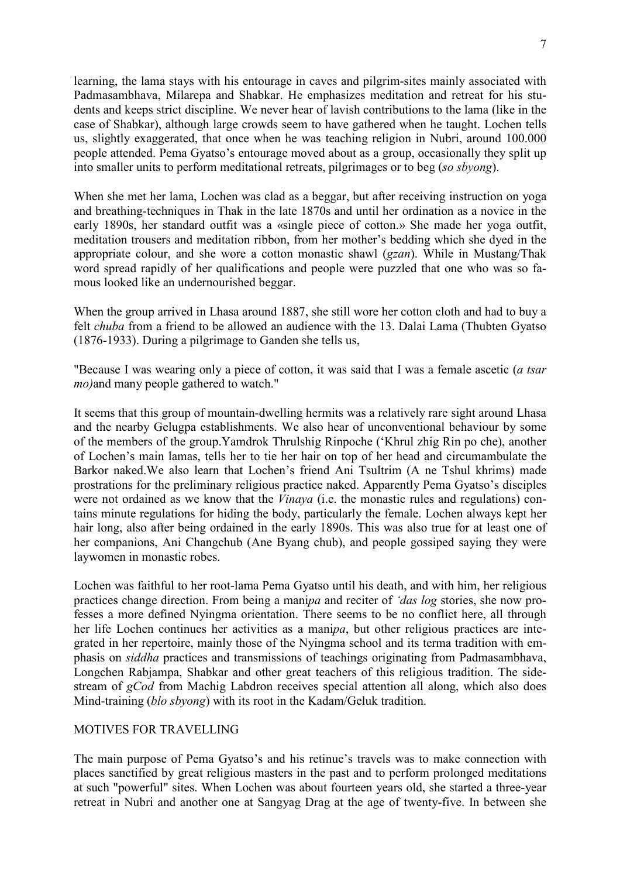learning, the lama stays with his entourage in caves and pilgrim-sites mainly associated with Padmasambhava, Milarepa and Shabkar. He emphasizes meditation and retreat for his students and keeps strict discipline. We never hear of lavish contributions to the lama (like in the case of Shabkar), although large crowds seem to have gathered when he taught. Lochen tells us, slightly exaggerated, that once when he was teaching religion in Nubri, around 100.000 people attended. Pema Gyatso's entourage moved about as a group, occasionally they split up into smaller units to perform meditational retreats, pilgrimages or to beg (*so sbyong*).

When she met her lama, Lochen was clad as a beggar, but after receiving instruction on yoga and breathing-techniques in Thak in the late 1870s and until her ordination as a novice in the early 1890s, her standard outfit was a «single piece of cotton.» She made her yoga outfit, meditation trousers and meditation ribbon, from her mother's bedding which she dyed in the appropriate colour, and she wore a cotton monastic shawl (*gzan*). While in Mustang/Thak word spread rapidly of her qualifications and people were puzzled that one who was so famous looked like an undernourished beggar.

When the group arrived in Lhasa around 1887, she still wore her cotton cloth and had to buy a felt *chuba* from a friend to be allowed an audience with the 13. Dalai Lama (Thubten Gyatso (1876-1933). During a pilgrimage to Ganden she tells us,

"Because I was wearing only a piece of cotton, it was said that I was a female ascetic (*a tsar mo)*and many people gathered to watch."

It seems that this group of mountain-dwelling hermits was a relatively rare sight around Lhasa and the nearby Gelugpa establishments. We also hear of unconventional behaviour by some of the members of the group.Yamdrok Thrulshig Rinpoche ('Khrul zhig Rin po che), another of Lochen's main lamas, tells her to tie her hair on top of her head and circumambulate the Barkor naked.We also learn that Lochen's friend Ani Tsultrim (A ne Tshul khrims) made prostrations for the preliminary religious practice naked. Apparently Pema Gyatso's disciples were not ordained as we know that the *Vinaya* (i.e. the monastic rules and regulations) contains minute regulations for hiding the body, particularly the female. Lochen always kept her hair long, also after being ordained in the early 1890s. This was also true for at least one of her companions, Ani Changchub (Ane Byang chub), and people gossiped saying they were laywomen in monastic robes.

Lochen was faithful to her root-lama Pema Gyatso until his death, and with him, her religious practices change direction. From being a mani*pa* and reciter of *'das log* stories, she now professes a more defined Nyingma orientation. There seems to be no conflict here, all through her life Lochen continues her activities as a mani*pa*, but other religious practices are integrated in her repertoire, mainly those of the Nyingma school and its terma tradition with emphasis on *siddha* practices and transmissions of teachings originating from Padmasambhava, Longchen Rabjampa, Shabkar and other great teachers of this religious tradition. The sidestream of *gCod* from Machig Labdron receives special attention all along, which also does Mind-training (*blo sbyong*) with its root in the Kadam/Geluk tradition.

## MOTIVES FOR TRAVELLING

The main purpose of Pema Gyatso's and his retinue's travels was to make connection with places sanctified by great religious masters in the past and to perform prolonged meditations at such "powerful" sites. When Lochen was about fourteen years old, she started a three-year retreat in Nubri and another one at Sangyag Drag at the age of twenty-five. In between she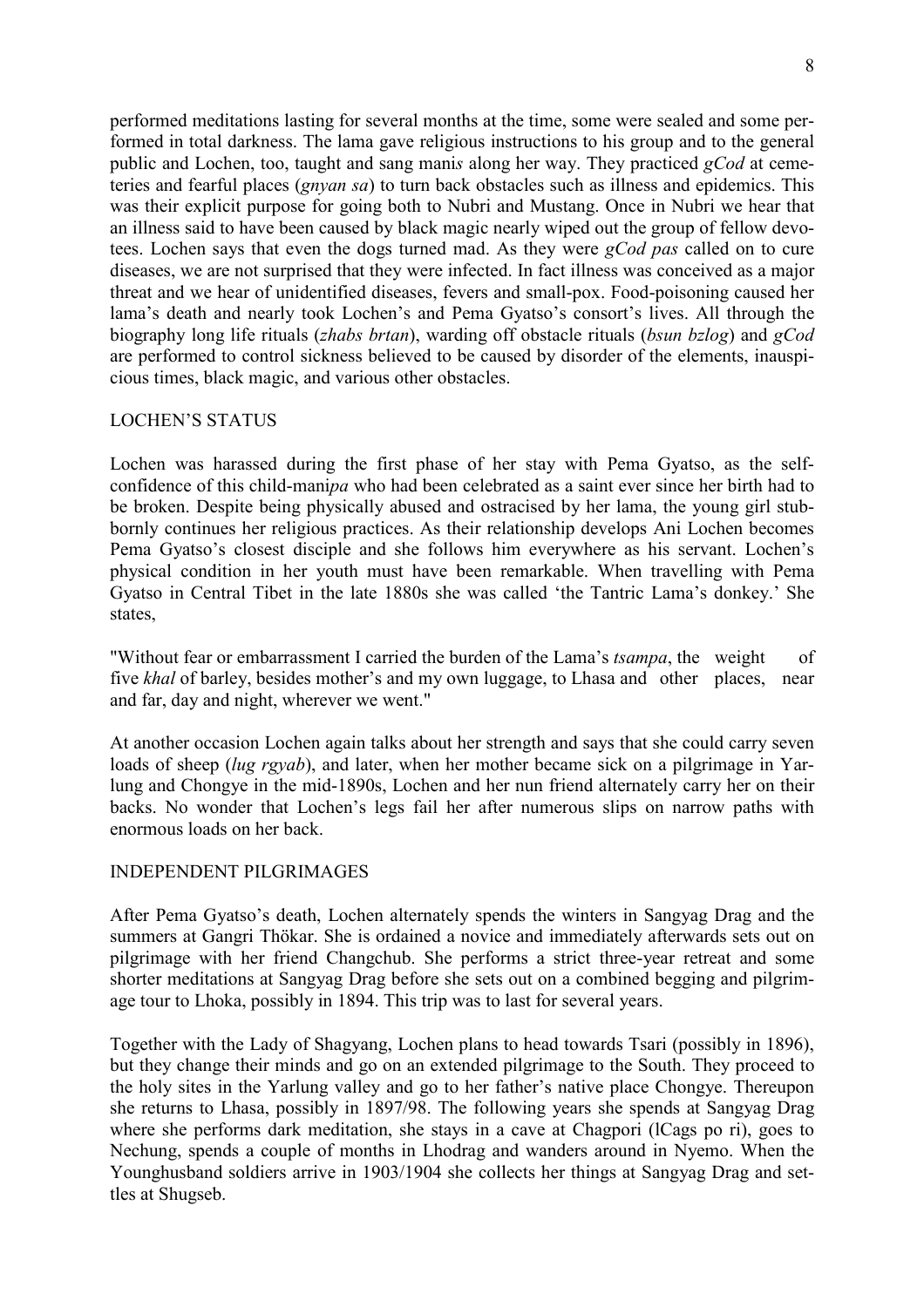performed meditations lasting for several months at the time, some were sealed and some performed in total darkness. The lama gave religious instructions to his group and to the general public and Lochen, too, taught and sang mani*s* along her way. They practiced *gCod* at cemeteries and fearful places (*gnyan sa*) to turn back obstacles such as illness and epidemics. This was their explicit purpose for going both to Nubri and Mustang. Once in Nubri we hear that an illness said to have been caused by black magic nearly wiped out the group of fellow devotees. Lochen says that even the dogs turned mad. As they were *gCod pas* called on to cure diseases, we are not surprised that they were infected. In fact illness was conceived as a major threat and we hear of unidentified diseases, fevers and small-pox. Food-poisoning caused her lama's death and nearly took Lochen's and Pema Gyatso's consort's lives. All through the biography long life rituals (*zhabs brtan*), warding off obstacle rituals (*bsun bzlog*) and *gCod* are performed to control sickness believed to be caused by disorder of the elements, inauspicious times, black magic, and various other obstacles.

## LOCHEN'S STATUS

Lochen was harassed during the first phase of her stay with Pema Gyatso, as the self-confidence of this child-mani*pa* who had been celebrated as a saint ever since her birth had to be broken. Despite being physically abused and ostracised by her lama, the young girl stubbornly continues her religious practices. As their relationship develops Ani Lochen becomes Pema Gyatso's closest disciple and she follows him everywhere as his servant. Lochen's physical condition in her youth must have been remarkable. When travelling with Pema Gyatso in Central Tibet in the late 1880s she was called 'the Tantric Lama's donkey.' She states,

"Without fear or embarrassment I carried the burden of the Lama's *tsampa*, the weight of five *khal* of barley, besides mother's and my own luggage, to Lhasa and other places, near and far, day and night, wherever we went."

At another occasion Lochen again talks about her strength and says that she could carry seven loads of sheep (*lug rgyab*), and later, when her mother became sick on a pilgrimage in Yarlung and Chongye in the mid-1890s, Lochen and her nun friend alternately carry her on their backs. No wonder that Lochen's legs fail her after numerous slips on narrow paths with enormous loads on her back.

## INDEPENDENT PILGRIMAGES

After Pema Gyatso's death, Lochen alternately spends the winters in Sangyag Drag and the summers at Gangri Thökar. She is ordained a novice and immediately afterwards sets out on pilgrimage with her friend Changchub. She performs a strict three-year retreat and some shorter meditations at Sangyag Drag before she sets out on a combined begging and pilgrimage tour to Lhoka, possibly in 1894. This trip was to last for several years.

Together with the Lady of Shagyang, Lochen plans to head towards Tsari (possibly in 1896), but they change their minds and go on an extended pilgrimage to the South. They proceed to the holy sites in the Yarlung valley and go to her father's native place Chongye. Thereupon she returns to Lhasa, possibly in 1897/98. The following years she spends at Sangyag Drag where she performs dark meditation, she stays in a cave at Chagpori (lCags po ri), goes to Nechung, spends a couple of months in Lhodrag and wanders around in Nyemo. When the Younghusband soldiers arrive in 1903/1904 she collects her things at Sangyag Drag and settles at Shugseb.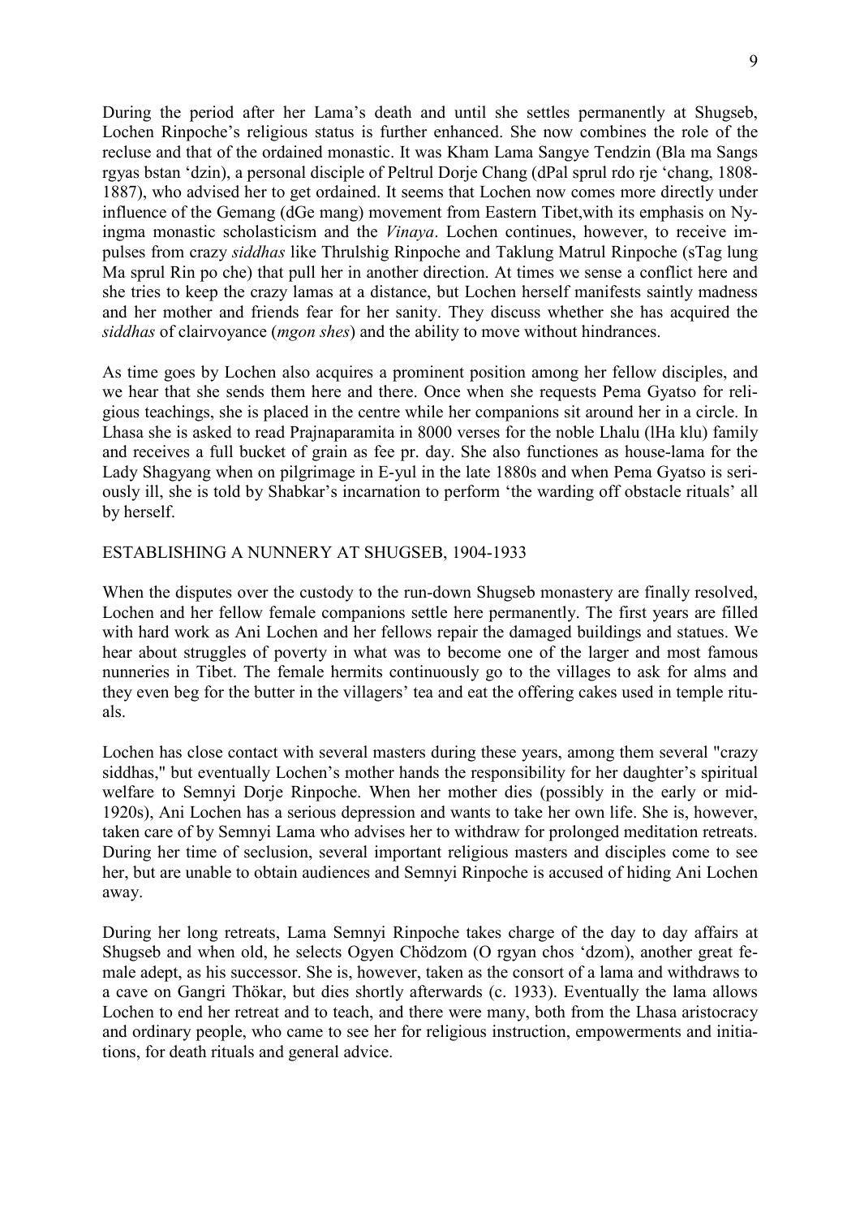During the period after her Lama's death and until she settles permanently at Shugseb, Lochen Rinpoche's religious status is further enhanced. She now combines the role of the recluse and that of the ordained monastic. It was Kham Lama Sangye Tendzin (Bla ma Sangs rgyas bstan 'dzin), a personal disciple of Peltrul Dorje Chang (dPal sprul rdo rje 'chang, 1808-1887), who advised her to get ordained. It seems that Lochen now comes more directly under influence of the Gemang (dGe mang) movement from Eastern Tibet,with its emphasis on Nyingma monastic scholasticism and the *Vinaya*. Lochen continues, however, to receive impulses from crazy *siddhas* like Thrulshig Rinpoche and Taklung Matrul Rinpoche (sTag lung Ma sprul Rin po che) that pull her in another direction. At times we sense a conflict here and she tries to keep the crazy lamas at a distance, but Lochen herself manifests saintly madness and her mother and friends fear for her sanity. They discuss whether she has acquired the *siddhas* of clairvoyance (*mgon shes*) and the ability to move without hindrances.

As time goes by Lochen also acquires a prominent position among her fellow disciples, and we hear that she sends them here and there. Once when she requests Pema Gyatso for religious teachings, she is placed in the centre while her companions sit around her in a circle. In Lhasa she is asked to read Prajnaparamita in 8000 verses for the noble Lhalu (lHa klu) family and receives a full bucket of grain as fee pr. day. She also functiones as house-lama for the Lady Shagyang when on pilgrimage in E-yul in the late 1880s and when Pema Gyatso is seriously ill, she is told by Shabkar's incarnation to perform 'the warding off obstacle rituals' all by herself.

## ESTABLISHING A NUNNERY AT SHUGSEB, 1904-1933

When the disputes over the custody to the run-down Shugseb monastery are finally resolved, Lochen and her fellow female companions settle here permanently. The first years are filled with hard work as Ani Lochen and her fellows repair the damaged buildings and statues. We hear about struggles of poverty in what was to become one of the larger and most famous nunneries in Tibet. The female hermits continuously go to the villages to ask for alms and they even beg for the butter in the villagers' tea and eat the offering cakes used in temple rituals.

Lochen has close contact with several masters during these years, among them several "crazy siddhas," but eventually Lochen's mother hands the responsibility for her daughter's spiritual welfare to Semnyi Dorje Rinpoche. When her mother dies (possibly in the early or mid-1920s), Ani Lochen has a serious depression and wants to take her own life. She is, however, taken care of by Semnyi Lama who advises her to withdraw for prolonged meditation retreats. During her time of seclusion, several important religious masters and disciples come to see her, but are unable to obtain audiences and Semnyi Rinpoche is accused of hiding Ani Lochen away.

During her long retreats, Lama Semnyi Rinpoche takes charge of the day to day affairs at Shugseb and when old, he selects Ogyen Chödzom (O rgyan chos 'dzom), another great female adept, as his successor. She is, however, taken as the consort of a lama and withdraws to a cave on Gangri Thökar, but dies shortly afterwards (c. 1933). Eventually the lama allows Lochen to end her retreat and to teach, and there were many, both from the Lhasa aristocracy and ordinary people, who came to see her for religious instruction, empowerments and initiations, for death rituals and general advice.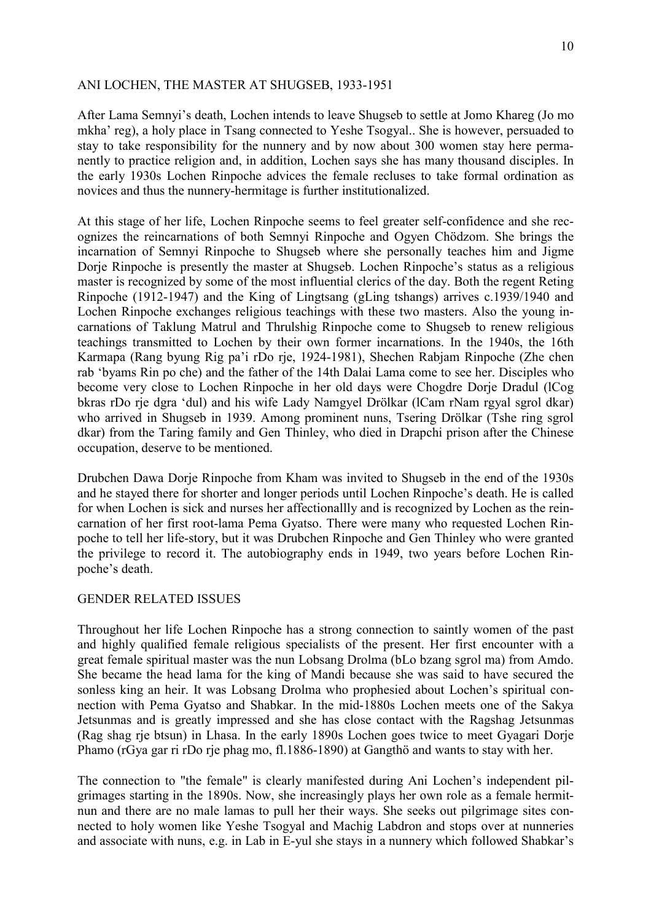## ANI LOCHEN, THE MASTER AT SHUGSEB, 1933-1951

After Lama Semnyi's death, Lochen intends to leave Shugseb to settle at Jomo Khareg (Jo mo mkha' reg), a holy place in Tsang connected to Yeshe Tsogyal.. She is however, persuaded to stay to take responsibility for the nunnery and by now about 300 women stay here permanently to practice religion and, in addition, Lochen says she has many thousand disciples. In the early 1930s Lochen Rinpoche advices the female recluses to take formal ordination as novices and thus the nunnery-hermitage is further institutionalized.

At this stage of her life, Lochen Rinpoche seems to feel greater self-confidence and she recognizes the reincarnations of both Semnyi Rinpoche and Ogyen Chödzom. She brings the incarnation of Semnyi Rinpoche to Shugseb where she personally teaches him and Jigme Dorje Rinpoche is presently the master at Shugseb. Lochen Rinpoche's status as a religious master is recognized by some of the most influential clerics of the day. Both the regent Reting Rinpoche (1912-1947) and the King of Lingtsang (gLing tshangs) arrives c.1939/1940 and Lochen Rinpoche exchanges religious teachings with these two masters. Also the young incarnations of Taklung Matrul and Thrulshig Rinpoche come to Shugseb to renew religious teachings transmitted to Lochen by their own former incarnations. In the 1940s, the 16th Karmapa (Rang byung Rig pa'i rDo rje, 1924-1981), Shechen Rabjam Rinpoche (Zhe chen rab 'byams Rin po che) and the father of the 14th Dalai Lama come to see her. Disciples who become very close to Lochen Rinpoche in her old days were Chogdre Dorje Dradul (lCog bkras rDo rje dgra 'dul) and his wife Lady Namgyel Drölkar (lCam rNam rgyal sgrol dkar) who arrived in Shugseb in 1939. Among prominent nuns, Tsering Drölkar (Tshe ring sgrol dkar) from the Taring family and Gen Thinley, who died in Drapchi prison after the Chinese occupation, deserve to be mentioned.

Drubchen Dawa Dorje Rinpoche from Kham was invited to Shugseb in the end of the 1930s and he stayed there for shorter and longer periods until Lochen Rinpoche's death. He is called for when Lochen is sick and nurses her affectionallly and is recognized by Lochen as the reincarnation of her first root-lama Pema Gyatso. There were many who requested Lochen Rinpoche to tell her life-story, but it was Drubchen Rinpoche and Gen Thinley who were granted the privilege to record it. The autobiography ends in 1949, two years before Lochen Rinpoche's death.

## GENDER RELATED ISSUES

Throughout her life Lochen Rinpoche has a strong connection to saintly women of the past and highly qualified female religious specialists of the present. Her first encounter with a great female spiritual master was the nun Lobsang Drolma (bLo bzang sgrol ma) from Amdo. She became the head lama for the king of Mandi because she was said to have secured the sonless king an heir. It was Lobsang Drolma who prophesied about Lochen's spiritual connection with Pema Gyatso and Shabkar. In the mid-1880s Lochen meets one of the Sakya Jetsunmas and is greatly impressed and she has close contact with the Ragshag Jetsunmas (Rag shag rje btsun) in Lhasa. In the early 1890s Lochen goes twice to meet Gyagari Dorje Phamo (rGya gar ri rDo rje phag mo, fl.1886-1890) at Gangthö and wants to stay with her.

The connection to "the female" is clearly manifested during Ani Lochen's independent pilgrimages starting in the 1890s. Now, she increasingly plays her own role as a female hermit-nun and there are no male lamas to pull her their ways. She seeks out pilgrimage sites connected to holy women like Yeshe Tsogyal and Machig Labdron and stops over at nunneries and associate with nuns, e.g. in Lab in E-yul she stays in a nunnery which followed Shabkar's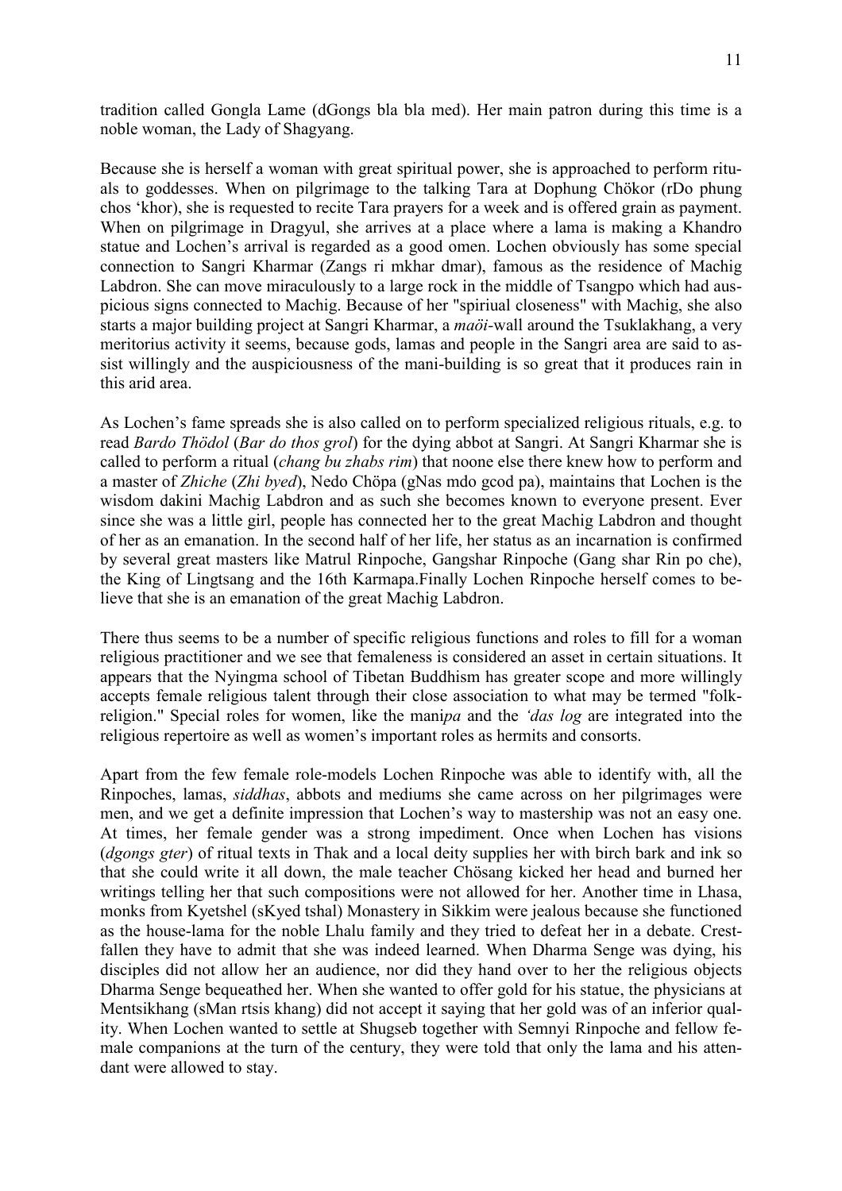tradition called Gongla Lame (dGongs bla bla med). Her main patron during this time is a noble woman, the Lady of Shagyang.

Because she is herself a woman with great spiritual power, she is approached to perform rituals to goddesses. When on pilgrimage to the talking Tara at Dophung Chökor (rDo phung chos 'khor), she is requested to recite Tara prayers for a week and is offered grain as payment. When on pilgrimage in Dragyul, she arrives at a place where a lama is making a Khandro statue and Lochen's arrival is regarded as a good omen. Lochen obviously has some special connection to Sangri Kharmar (Zangs ri mkhar dmar), famous as the residence of Machig Labdron. She can move miraculously to a large rock in the middle of Tsangpo which had auspicious signs connected to Machig. Because of her "spiriual closeness" with Machig, she also starts a major building project at Sangri Kharmar, a *maöi*-wall around the Tsuklakhang, a very meritorius activity it seems, because gods, lamas and people in the Sangri area are said to assist willingly and the auspiciousness of the mani-building is so great that it produces rain in this arid area.

As Lochen's fame spreads she is also called on to perform specialized religious rituals, e.g. to read *Bardo Thödol* (*Bar do thos grol*) for the dying abbot at Sangri. At Sangri Kharmar she is called to perform a ritual (*chang bu zhabs rim*) that noone else there knew how to perform and a master of *Zhiche* (*Zhi byed*), Nedo Chöpa (gNas mdo gcod pa), maintains that Lochen is the wisdom dakini Machig Labdron and as such she becomes known to everyone present. Ever since she was a little girl, people has connected her to the great Machig Labdron and thought of her as an emanation. In the second half of her life, her status as an incarnation is confirmed by several great masters like Matrul Rinpoche, Gangshar Rinpoche (Gang shar Rin po che), the King of Lingtsang and the 16th Karmapa.Finally Lochen Rinpoche herself comes to believe that she is an emanation of the great Machig Labdron.

There thus seems to be a number of specific religious functions and roles to fill for a woman religious practitioner and we see that femaleness is considered an asset in certain situations. It appears that the Nyingma school of Tibetan Buddhism has greater scope and more willingly accepts female religious talent through their close association to what may be termed "folk-religion." Special roles for women, like the mani*pa* and the *'das log* are integrated into the religious repertoire as well as women's important roles as hermits and consorts.

Apart from the few female role-models Lochen Rinpoche was able to identify with, all the Rinpoches, lamas, *siddhas*, abbots and mediums she came across on her pilgrimages were men, and we get a definite impression that Lochen's way to mastership was not an easy one. At times, her female gender was a strong impediment. Once when Lochen has visions (*dgongs gter*) of ritual texts in Thak and a local deity supplies her with birch bark and ink so that she could write it all down, the male teacher Chösang kicked her head and burned her writings telling her that such compositions were not allowed for her. Another time in Lhasa, monks from Kyetshel (sKyed tshal) Monastery in Sikkim were jealous because she functioned as the house-lama for the noble Lhalu family and they tried to defeat her in a debate. Crest-fallen they have to admit that she was indeed learned. When Dharma Senge was dying, his disciples did not allow her an audience, nor did they hand over to her the religious objects Dharma Senge bequeathed her. When she wanted to offer gold for his statue, the physicians at Mentsikhang (sMan rtsis khang) did not accept it saying that her gold was of an inferior quality. When Lochen wanted to settle at Shugseb together with Semnyi Rinpoche and fellow female companions at the turn of the century, they were told that only the lama and his attendant were allowed to stay.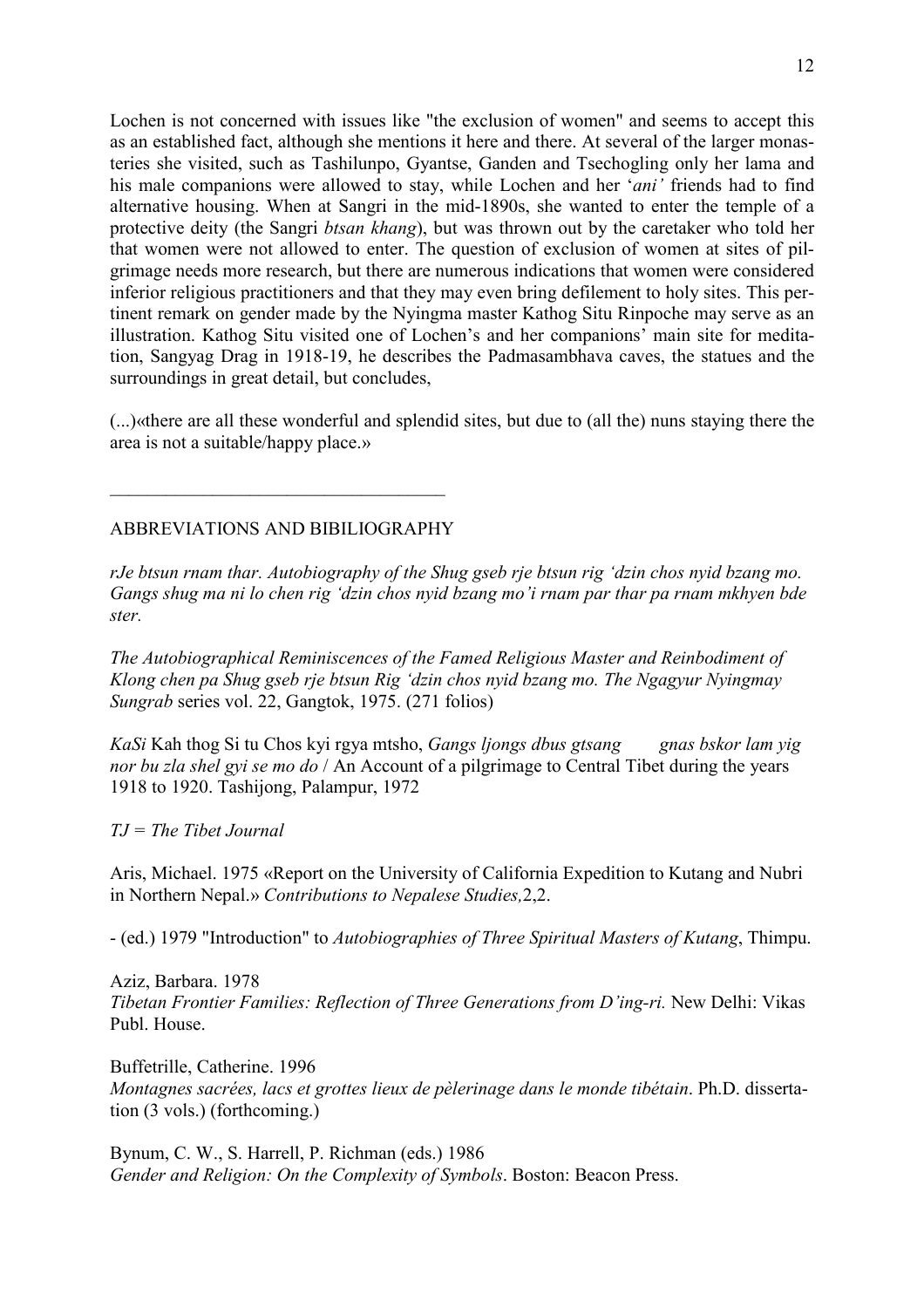Lochen is not concerned with issues like "the exclusion of women" and seems to accept this as an established fact, although she mentions it here and there. At several of the larger monasteries she visited, such as Tashilunpo, Gyantse, Ganden and Tsechogling only her lama and his male companions were allowed to stay, while Lochen and her '*ani'* friends had to find alternative housing. When at Sangri in the mid-1890s, she wanted to enter the temple of a protective deity (the Sangri *btsan khang*), but was thrown out by the caretaker who told her that women were not allowed to enter. The question of exclusion of women at sites of pilgrimage needs more research, but there are numerous indications that women were considered inferior religious practitioners and that they may even bring defilement to holy sites. This pertinent remark on gender made by the Nyingma master Kathog Situ Rinpoche may serve as an illustration. Kathog Situ visited one of Lochen's and her companions' main site for meditation, Sangyag Drag in 1918-19, he describes the Padmasambhava caves, the statues and the surroundings in great detail, but concludes,

(...)«there are all these wonderful and splendid sites, but due to (all the) nuns staying there the area is not a suitable/happy place.»

---

## ABBREVIATIONS AND BIBILIOGRAPHY

*rJe btsun rnam thar. Autobiography of the Shug gseb rje btsun rig 'dzin chos nyid bzang mo. Gangs shug ma ni lo chen rig 'dzin chos nyid bzang mo'i rnam par thar pa rnam mkhyen bde ster.*

*The Autobiographical Reminiscences of the Famed Religious Master and Reinbodiment of Klong chen pa Shug gseb rje btsun Rig 'dzin chos nyid bzang mo. The Ngagyur Nyingmay Sungrab* series vol. 22, Gangtok, 1975. (271 folios)

*KaSi* Kah thog Si tu Chos kyi rgya mtsho, *Gangs ljongs dbus gtsang gnas bskor lam yig nor bu zla shel gyi se mo do* / An Account of a pilgrimage to Central Tibet during the years 1918 to 1920. Tashijong, Palampur, 1972

*TJ = The Tibet Journal*

Aris, Michael. 1975 «Report on the University of California Expedition to Kutang and Nubri in Northern Nepal.» *Contributions to Nepalese Studies,*2,2.

- (ed.) 1979 "Introduction" to *Autobiographies of Three Spiritual Masters of Kutang*, Thimpu.

Aziz, Barbara. 1978
*Tibetan Frontier Families: Reflection of Three Generations from D'ing-ri.* New Delhi: Vikas Publ. House.

Buffetrille, Catherine. 1996
*Montagnes sacrées, lacs et grottes lieux de pèlerinage dans le monde tibétain*. Ph.D. dissertation (3 vols.) (forthcoming.)

Bynum, C. W., S. Harrell, P. Richman (eds.) 1986
*Gender and Religion: On the Complexity of Symbols*. Boston: Beacon Press.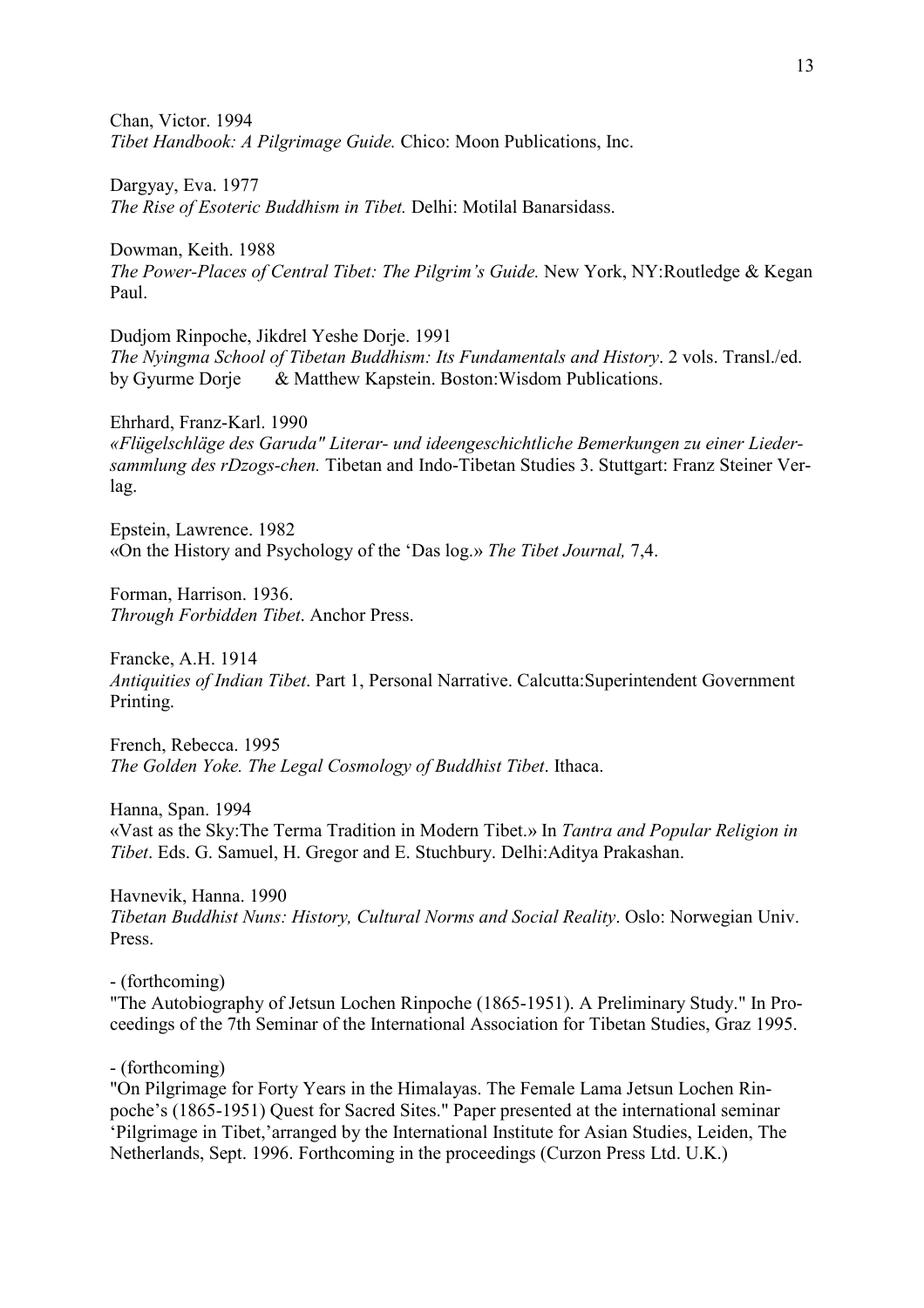Chan, Victor. 1994
*Tibet Handbook: A Pilgrimage Guide.* Chico: Moon Publications, Inc.

Dargyay, Eva. 1977
*The Rise of Esoteric Buddhism in Tibet.* Delhi: Motilal Banarsidass.

Dowman, Keith. 1988
*The Power-Places of Central Tibet: The Pilgrim's Guide.* New York, NY:Routledge & Kegan Paul.

Dudjom Rinpoche, Jikdrel Yeshe Dorje. 1991
*The Nyingma School of Tibetan Buddhism: Its Fundamentals and History*. 2 vols. Transl./ed. by Gyurme Dorje & Matthew Kapstein. Boston:Wisdom Publications.

Ehrhard, Franz-Karl. 1990
*«Flügelschläge des Garuda" Literar- und ideengeschichtliche Bemerkungen zu einer Liedersammlung des rDzogs-chen.* Tibetan and Indo-Tibetan Studies 3. Stuttgart: Franz Steiner Verlag.

Epstein, Lawrence. 1982
«On the History and Psychology of the 'Das log.» *The Tibet Journal,* 7,4.

Forman, Harrison. 1936.
*Through Forbidden Tibet*. Anchor Press.

Francke, A.H. 1914
*Antiquities of Indian Tibet*. Part 1, Personal Narrative. Calcutta:Superintendent Government Printing.

French, Rebecca. 1995
*The Golden Yoke. The Legal Cosmology of Buddhist Tibet*. Ithaca.

Hanna, Span. 1994
«Vast as the Sky:The Terma Tradition in Modern Tibet.» In *Tantra and Popular Religion in Tibet*. Eds. G. Samuel, H. Gregor and E. Stuchbury. Delhi:Aditya Prakashan.

Havnevik, Hanna. 1990
*Tibetan Buddhist Nuns: History, Cultural Norms and Social Reality*. Oslo: Norwegian Univ. Press.

- (forthcoming)
"The Autobiography of Jetsun Lochen Rinpoche (1865-1951). A Preliminary Study." In Proceedings of the 7th Seminar of the International Association for Tibetan Studies, Graz 1995.

- (forthcoming)
"On Pilgrimage for Forty Years in the Himalayas. The Female Lama Jetsun Lochen Rinpoche's (1865-1951) Quest for Sacred Sites." Paper presented at the international seminar 'Pilgrimage in Tibet,'arranged by the International Institute for Asian Studies, Leiden, The Netherlands, Sept. 1996. Forthcoming in the proceedings (Curzon Press Ltd. U.K.)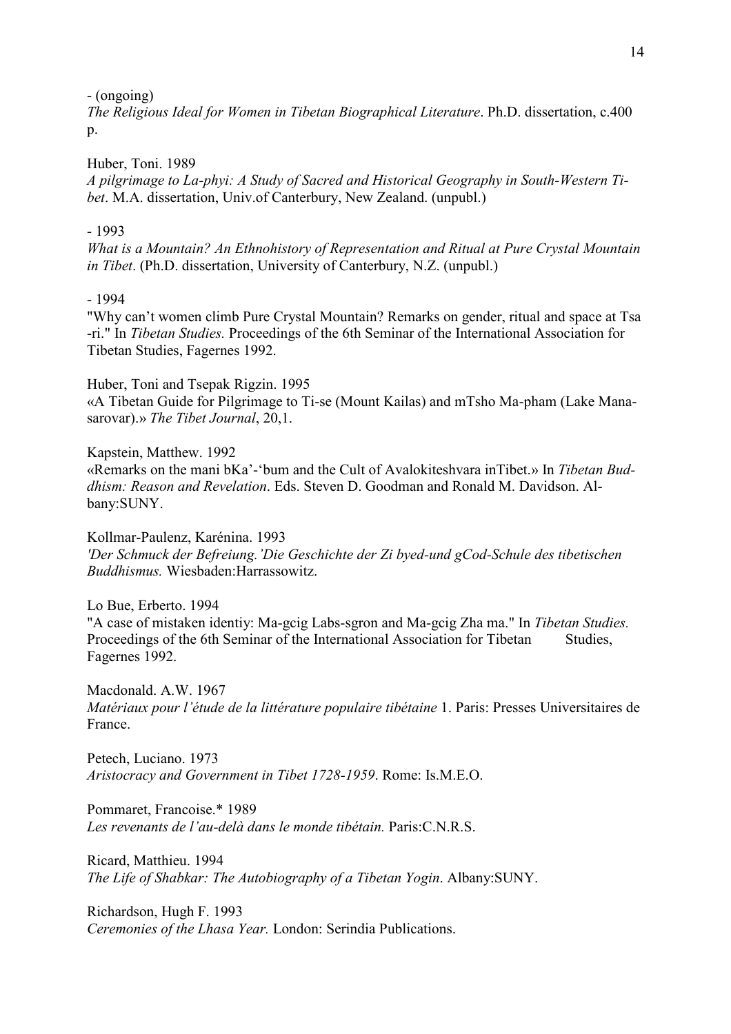- (ongoing)
*The Religious Ideal for Women in Tibetan Biographical Literature*. Ph.D. dissertation, c.400 p.

Huber, Toni. 1989
*A pilgrimage to La-phyi: A Study of Sacred and Historical Geography in South-Western Tibet*. M.A. dissertation, Univ.of Canterbury, New Zealand. (unpubl.)

- 1993
*What is a Mountain? An Ethnohistory of Representation and Ritual at Pure Crystal Mountain in Tibet*. (Ph.D. dissertation, University of Canterbury, N.Z. (unpubl.)

- 1994
"Why can't women climb Pure Crystal Mountain? Remarks on gender, ritual and space at Tsa -ri." In *Tibetan Studies.* Proceedings of the 6th Seminar of the International Association for Tibetan Studies, Fagernes 1992.

Huber, Toni and Tsepak Rigzin. 1995
«A Tibetan Guide for Pilgrimage to Ti-se (Mount Kailas) and mTsho Ma-pham (Lake Manasarovar).» *The Tibet Journal*, 20,1.

Kapstein, Matthew. 1992
«Remarks on the mani bKa'-'bum and the Cult of Avalokiteshvara inTibet.» In *Tibetan Buddhism: Reason and Revelation*. Eds. Steven D. Goodman and Ronald M. Davidson. Albany:SUNY.

Kollmar-Paulenz, Karénina. 1993
*'Der Schmuck der Befreiung.'Die Geschichte der Zi byed-und gCod-Schule des tibetischen Buddhismus.* Wiesbaden:Harrassowitz.

Lo Bue, Erberto. 1994
"A case of mistaken identiy: Ma-gcig Labs-sgron and Ma-gcig Zha ma." In *Tibetan Studies.* Proceedings of the 6th Seminar of the International Association for Tibetan Studies, Fagernes 1992.

Macdonald. A.W. 1967
*Matériaux pour l'étude de la littérature populaire tibétaine* 1. Paris: Presses Universitaires de France.

Petech, Luciano. 1973
*Aristocracy and Government in Tibet 1728-1959*. Rome: Is.M.E.O.

Pommaret, Francoise.* 1989
*Les revenants de l'au-delà dans le monde tibétain.* Paris:C.N.R.S.

Ricard, Matthieu. 1994
*The Life of Shabkar: The Autobiography of a Tibetan Yogin*. Albany:SUNY.

Richardson, Hugh F. 1993
*Ceremonies of the Lhasa Year.* London: Serindia Publications.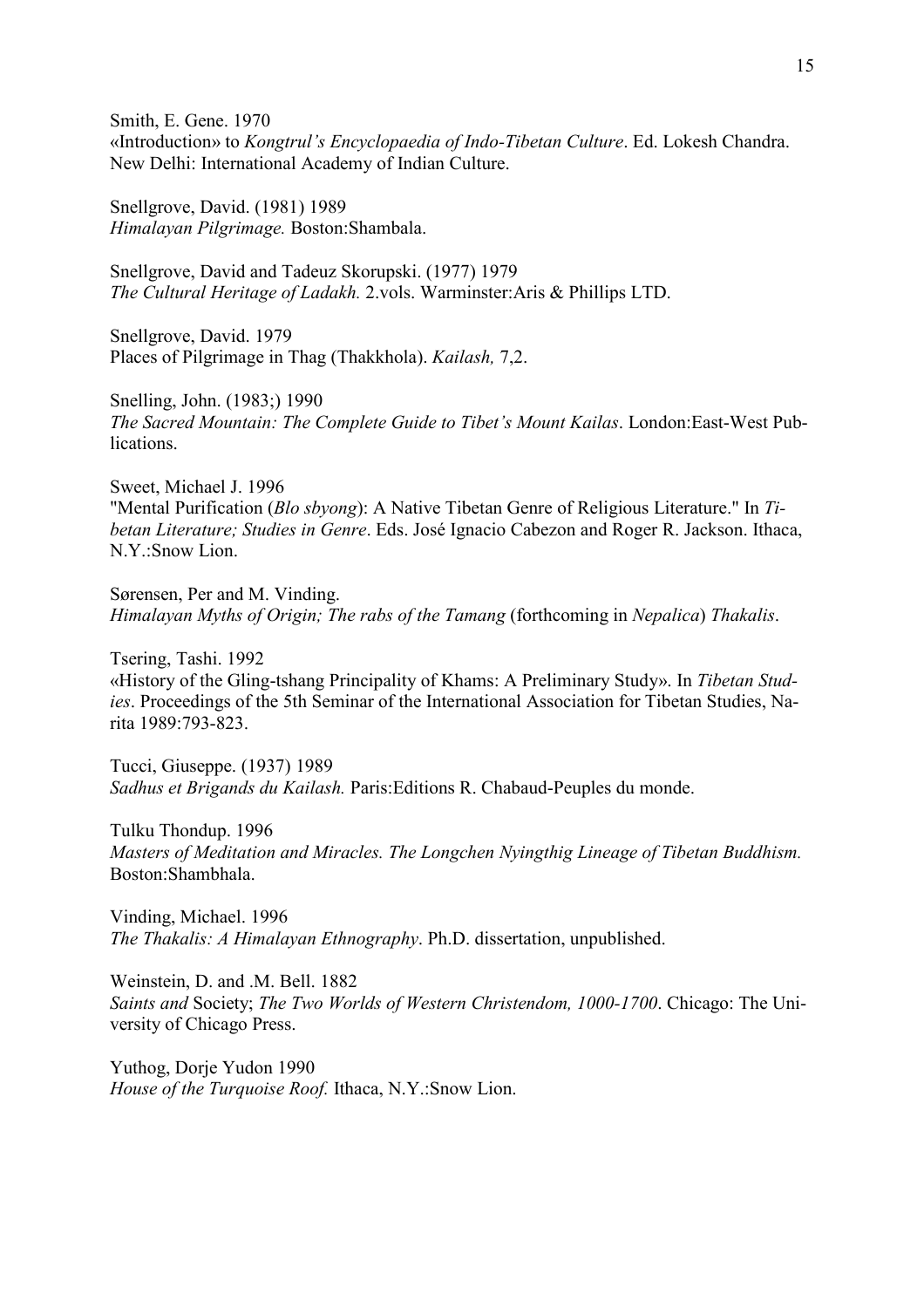Smith, E. Gene. 1970
«Introduction» to *Kongtrul's Encyclopaedia of Indo-Tibetan Culture*. Ed. Lokesh Chandra. New Delhi: International Academy of Indian Culture.

Snellgrove, David. (1981) 1989
*Himalayan Pilgrimage.* Boston:Shambala.

Snellgrove, David and Tadeuz Skorupski. (1977) 1979
*The Cultural Heritage of Ladakh.* 2.vols. Warminster:Aris & Phillips LTD.

Snellgrove, David. 1979
Places of Pilgrimage in Thag (Thakkhola). *Kailash,* 7,2.

Snelling, John. (1983;) 1990
*The Sacred Mountain: The Complete Guide to Tibet's Mount Kailas*. London:East-West Publications.

Sweet, Michael J. 1996
"Mental Purification (*Blo sbyong*): A Native Tibetan Genre of Religious Literature." In *Tibetan Literature; Studies in Genre*. Eds. José Ignacio Cabezon and Roger R. Jackson. Ithaca, N.Y.:Snow Lion.

Sørensen, Per and M. Vinding.
*Himalayan Myths of Origin; The rabs of the Tamang* (forthcoming in *Nepalica*) *Thakalis*.

Tsering, Tashi. 1992
«History of the Gling-tshang Principality of Khams: A Preliminary Study». In *Tibetan Studies*. Proceedings of the 5th Seminar of the International Association for Tibetan Studies, Narita 1989:793-823.

Tucci, Giuseppe. (1937) 1989
*Sadhus et Brigands du Kailash.* Paris:Editions R. Chabaud-Peuples du monde.

Tulku Thondup. 1996
*Masters of Meditation and Miracles. The Longchen Nyingthig Lineage of Tibetan Buddhism.* Boston:Shambhala.

Vinding, Michael. 1996
*The Thakalis: A Himalayan Ethnography*. Ph.D. dissertation, unpublished.

Weinstein, D. and .M. Bell. 1882
*Saints and* Society; *The Two Worlds of Western Christendom, 1000-1700*. Chicago: The University of Chicago Press.

Yuthog, Dorje Yudon 1990
*House of the Turquoise Roof.* Ithaca, N.Y.:Snow Lion.